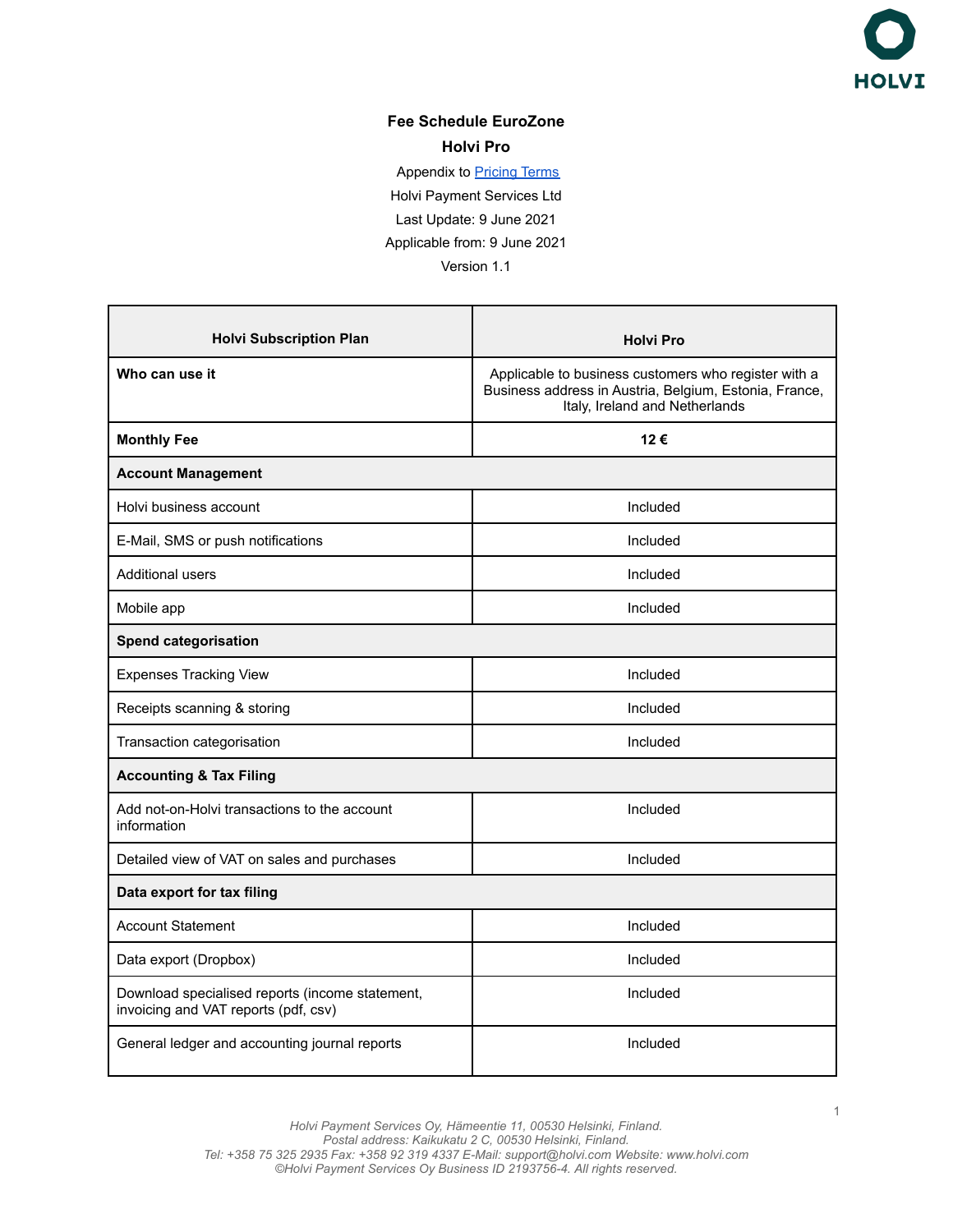**Fee Schedule EuroZone**

**Holvi Pro**

Appendix to Pricing Terms

Holvi Payment Services Ltd

Last Update: 9 June 2021

Applicable from: 9 June 2021

Version 1.1

| Holvi Subscription Plan | Holvi Pro |
|---|---|
| **Who can use it** | Applicable to business customers who register with a Business address in Austria, Belgium, Estonia, France, Italy, Ireland and Netherlands |
| **Monthly Fee** | **12 €** |
| **Account Management** | |
| Holvi business account | Included |
| E-Mail, SMS or push notifications | Included |
| Additional users | Included |
| Mobile app | Included |
| **Spend categorisation** | |
| Expenses Tracking View | Included |
| Receipts scanning & storing | Included |
| Transaction categorisation | Included |
| **Accounting & Tax Filing** | |
| Add not-on-Holvi transactions to the account information | Included |
| Detailed view of VAT on sales and purchases | Included |
| **Data export for tax filing** | |
| Account Statement | Included |
| Data export (Dropbox) | Included |
| Download specialised reports (income statement, invoicing and VAT reports (pdf, csv) | Included |
| General ledger and accounting journal reports | Included |

*Holvi Payment Services Oy, Hämeentie 11, 00530 Helsinki, Finland.*
*Postal address: Kaikukatu 2 C, 00530 Helsinki, Finland.*
*Tel: +358 75 325 2935 Fax: +358 92 319 4337 E-Mail: support@holvi.com Website: www.holvi.com*
*©Holvi Payment Services Oy Business ID 2193756-4. All rights reserved.*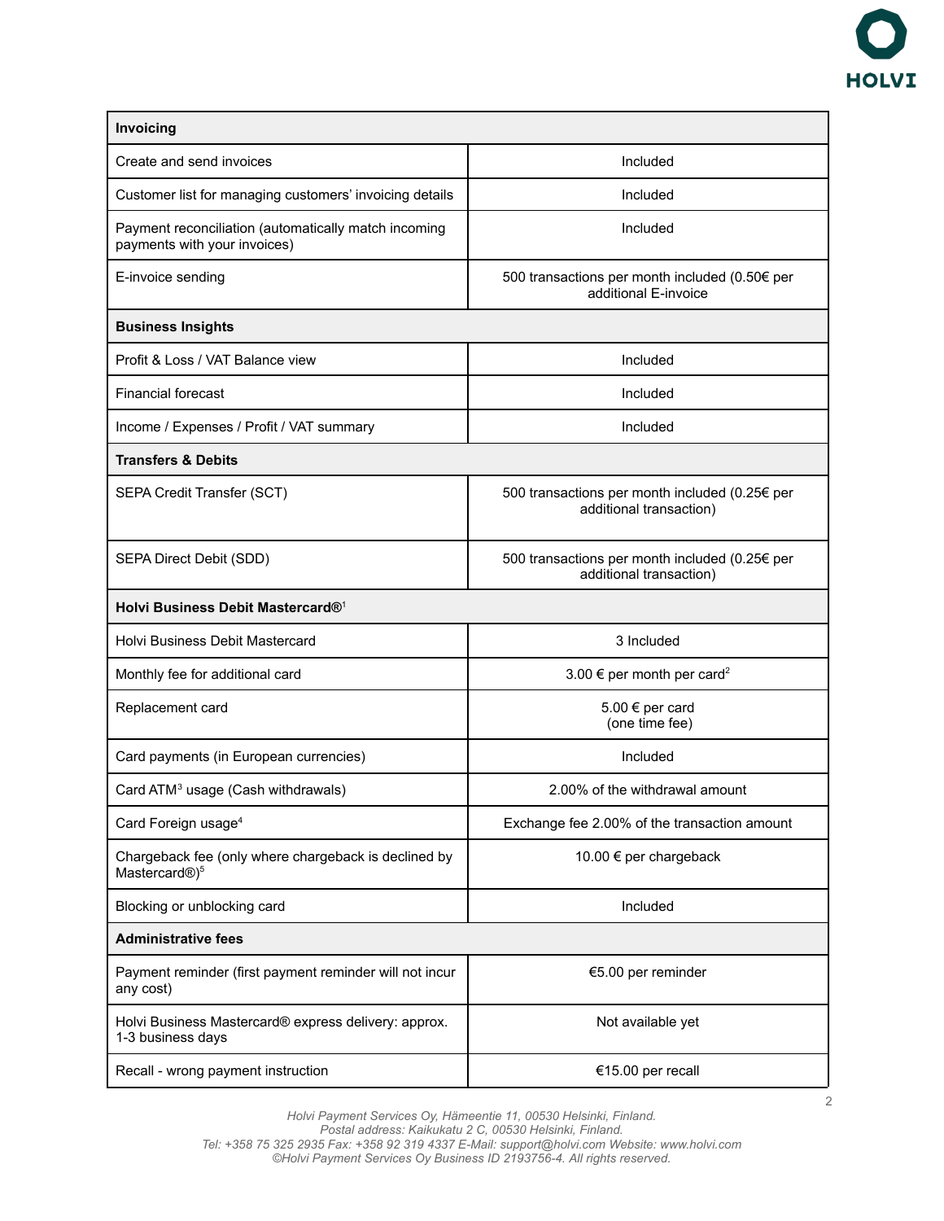| Invoicing | |
|---|---|
| Create and send invoices | Included |
| Customer list for managing customers' invoicing details | Included |
| Payment reconciliation (automatically match incoming payments with your invoices) | Included |
| E-invoice sending | 500 transactions per month included (0.50€ per additional E-invoice |
| **Business Insights** | |
| Profit & Loss / VAT Balance view | Included |
| Financial forecast | Included |
| Income / Expenses / Profit / VAT summary | Included |
| **Transfers & Debits** | |
| SEPA Credit Transfer (SCT) | 500 transactions per month included (0.25€ per additional transaction) |
| SEPA Direct Debit (SDD) | 500 transactions per month included (0.25€ per additional transaction) |
| **Holvi Business Debit Mastercard®**[1] | |
| Holvi Business Debit Mastercard | 3 Included |
| Monthly fee for additional card | 3.00 € per month per card[2] |
| Replacement card | 5.00 € per card (one time fee) |
| Card payments (in European currencies) | Included |
| Card ATM[3] usage (Cash withdrawals) | 2.00% of the withdrawal amount |
| Card Foreign usage[4] | Exchange fee 2.00% of the transaction amount |
| Chargeback fee (only where chargeback is declined by Mastercard®)[5] | 10.00 € per chargeback |
| Blocking or unblocking card | Included |
| **Administrative fees** | |
| Payment reminder (first payment reminder will not incur any cost) | €5.00 per reminder |
| Holvi Business Mastercard® express delivery: approx. 1-3 business days | Not available yet |
| Recall - wrong payment instruction | €15.00 per recall |

*Holvi Payment Services Oy, Hämeentie 11, 00530 Helsinki, Finland.*
*Postal address: Kaikukatu 2 C, 00530 Helsinki, Finland.*
*Tel: +358 75 325 2935 Fax: +358 92 319 4337 E-Mail: support@holvi.com Website: www.holvi.com*
*©Holvi Payment Services Oy Business ID 2193756-4. All rights reserved.*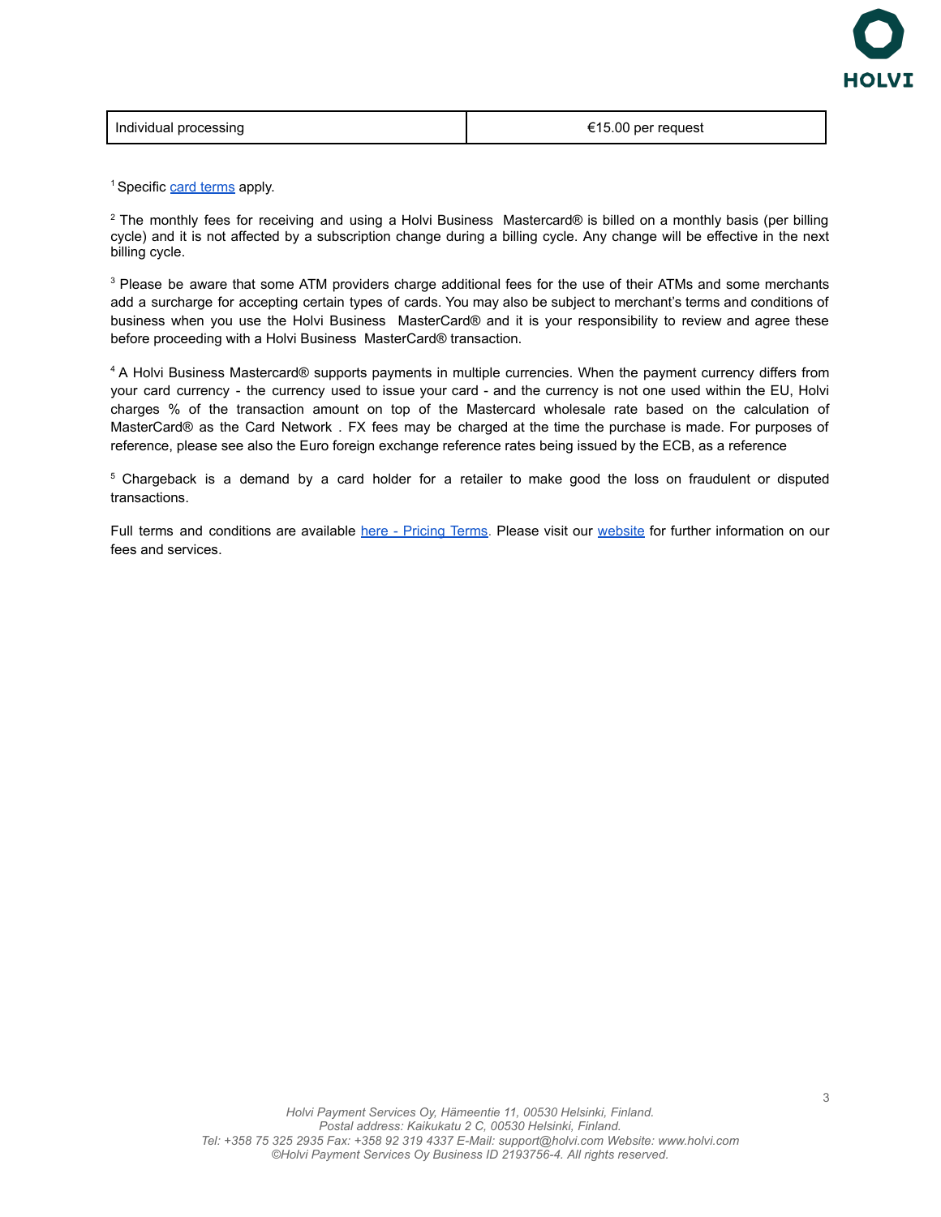| | |
|---|---|
| Individual processing | €15.00 per request |

[1] Specific [card terms]() apply.

[2] The monthly fees for receiving and using a Holvi Business  Mastercard® is billed on a monthly basis (per billing cycle) and it is not affected by a subscription change during a billing cycle. Any change will be effective in the next billing cycle.

[3] Please be aware that some ATM providers charge additional fees for the use of their ATMs and some merchants add a surcharge for accepting certain types of cards. You may also be subject to merchant's terms and conditions of business when you use the Holvi Business  MasterCard® and it is your responsibility to review and agree these before proceeding with a Holvi Business  MasterCard® transaction.

[4] A Holvi Business Mastercard® supports payments in multiple currencies. When the payment currency differs from your card currency - the currency used to issue your card - and the currency is not one used within the EU, Holvi charges % of the transaction amount on top of the Mastercard wholesale rate based on the calculation of MasterCard® as the Card Network . FX fees may be charged at the time the purchase is made. For purposes of reference, please see also the Euro foreign exchange reference rates being issued by the ECB, as a reference

[5] Chargeback is a demand by a card holder for a retailer to make good the loss on fraudulent or disputed transactions.

Full terms and conditions are available here - Pricing Terms. Please visit our website for further information on our fees and services.

*Holvi Payment Services Oy, Hämeentie 11, 00530 Helsinki, Finland.*
*Postal address: Kaikukatu 2 C, 00530 Helsinki, Finland.*
*Tel: +358 75 325 2935 Fax: +358 92 319 4337 E-Mail: support@holvi.com Website: www.holvi.com*
*©Holvi Payment Services Oy Business ID 2193756-4. All rights reserved.*